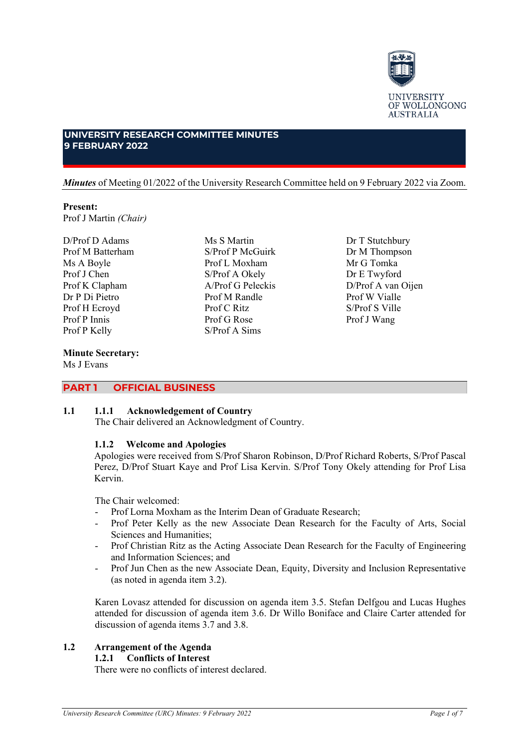UNIVERSITY OF WOLLONGONG AUSTRALIA

# UNIVERSITY RESEARCH COMMITTEE MINUTES
# 9 FEBRUARY 2022

***Minutes*** of Meeting 01/2022 of the University Research Committee held on 9 February 2022 via Zoom.

**Present:**
Prof J Martin *(Chair)*

D/Prof D Adams
Prof M Batterham
Ms A Boyle
Prof J Chen
Prof K Clapham
Dr P Di Pietro
Prof H Ecroyd
Prof P Innis
Prof P Kelly
Ms S Martin
S/Prof P McGuirk
Prof L Moxham
S/Prof A Okely
A/Prof G Peleckis
Prof M Randle
Prof C Ritz
Prof G Rose
S/Prof A Sims
Dr T Stutchbury
Dr M Thompson
Mr G Tomka
Dr E Twyford
D/Prof A van Oijen
Prof W Vialle
S/Prof S Ville
Prof J Wang

**Minute Secretary:**
Ms J Evans

## PART 1 OFFICIAL BUSINESS

### 1.1

#### 1.1.1 Acknowledgement of Country

The Chair delivered an Acknowledgment of Country.

#### 1.1.2 Welcome and Apologies

Apologies were received from S/Prof Sharon Robinson, D/Prof Richard Roberts, S/Prof Pascal Perez, D/Prof Stuart Kaye and Prof Lisa Kervin. S/Prof Tony Okely attending for Prof Lisa Kervin.

The Chair welcomed:

- Prof Lorna Moxham as the Interim Dean of Graduate Research;
- Prof Peter Kelly as the new Associate Dean Research for the Faculty of Arts, Social Sciences and Humanities;
- Prof Christian Ritz as the Acting Associate Dean Research for the Faculty of Engineering and Information Sciences; and
- Prof Jun Chen as the new Associate Dean, Equity, Diversity and Inclusion Representative (as noted in agenda item 3.2).

Karen Lovasz attended for discussion on agenda item 3.5. Stefan Delfgou and Lucas Hughes attended for discussion of agenda item 3.6. Dr Willo Boniface and Claire Carter attended for discussion of agenda items 3.7 and 3.8.

### 1.2 Arrangement of the Agenda

#### 1.2.1 Conflicts of Interest

There were no conflicts of interest declared.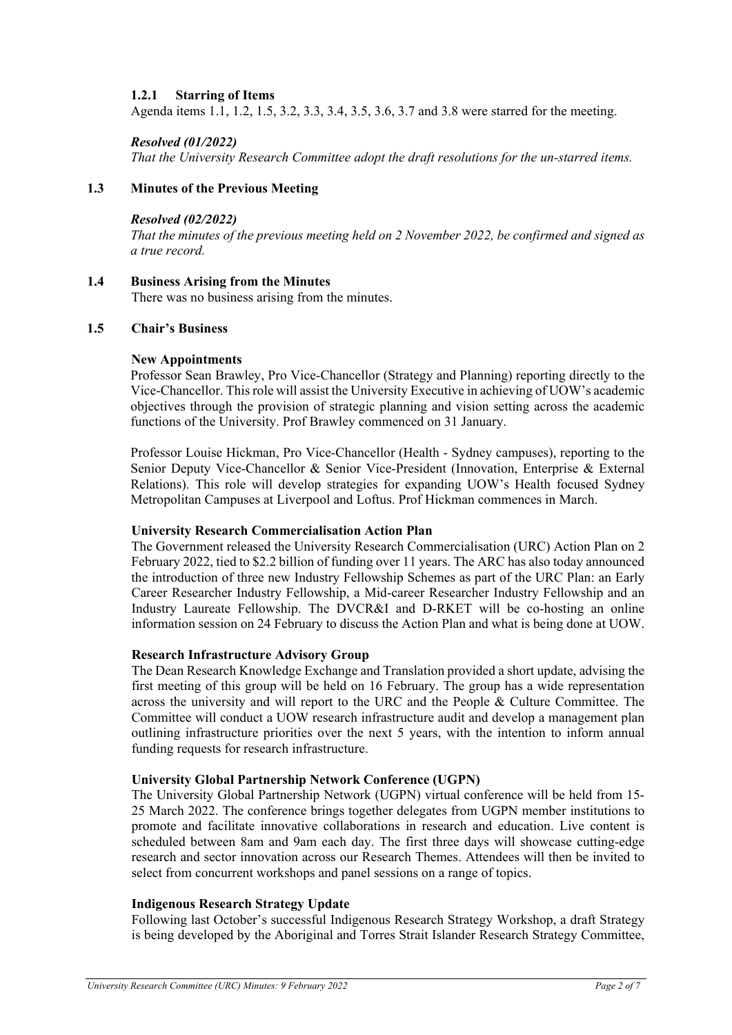#### 1.2.1 Starring of Items

Agenda items 1.1, 1.2, 1.5, 3.2, 3.3, 3.4, 3.5, 3.6, 3.7 and 3.8 were starred for the meeting.

***Resolved (01/2022)***
*That the University Research Committee adopt the draft resolutions for the un-starred items.*

### 1.3 Minutes of the Previous Meeting

***Resolved (02/2022)***
*That the minutes of the previous meeting held on 2 November 2022, be confirmed and signed as a true record.*

### 1.4 Business Arising from the Minutes

There was no business arising from the minutes.

### 1.5 Chair's Business

**New Appointments**

Professor Sean Brawley, Pro Vice-Chancellor (Strategy and Planning) reporting directly to the Vice-Chancellor. This role will assist the University Executive in achieving of UOW's academic objectives through the provision of strategic planning and vision setting across the academic functions of the University. Prof Brawley commenced on 31 January.

Professor Louise Hickman, Pro Vice-Chancellor (Health - Sydney campuses), reporting to the Senior Deputy Vice-Chancellor & Senior Vice-President (Innovation, Enterprise & External Relations). This role will develop strategies for expanding UOW's Health focused Sydney Metropolitan Campuses at Liverpool and Loftus. Prof Hickman commences in March.

**University Research Commercialisation Action Plan**

The Government released the University Research Commercialisation (URC) Action Plan on 2 February 2022, tied to $2.2 billion of funding over 11 years. The ARC has also today announced the introduction of three new Industry Fellowship Schemes as part of the URC Plan: an Early Career Researcher Industry Fellowship, a Mid-career Researcher Industry Fellowship and an Industry Laureate Fellowship. The DVCR&I and D-RKET will be co-hosting an online information session on 24 February to discuss the Action Plan and what is being done at UOW.

**Research Infrastructure Advisory Group**

The Dean Research Knowledge Exchange and Translation provided a short update, advising the first meeting of this group will be held on 16 February. The group has a wide representation across the university and will report to the URC and the People & Culture Committee. The Committee will conduct a UOW research infrastructure audit and develop a management plan outlining infrastructure priorities over the next 5 years, with the intention to inform annual funding requests for research infrastructure.

**University Global Partnership Network Conference (UGPN)**

The University Global Partnership Network (UGPN) virtual conference will be held from 15-25 March 2022. The conference brings together delegates from UGPN member institutions to promote and facilitate innovative collaborations in research and education. Live content is scheduled between 8am and 9am each day. The first three days will showcase cutting-edge research and sector innovation across our Research Themes. Attendees will then be invited to select from concurrent workshops and panel sessions on a range of topics.

**Indigenous Research Strategy Update**

Following last October's successful Indigenous Research Strategy Workshop, a draft Strategy is being developed by the Aboriginal and Torres Strait Islander Research Strategy Committee,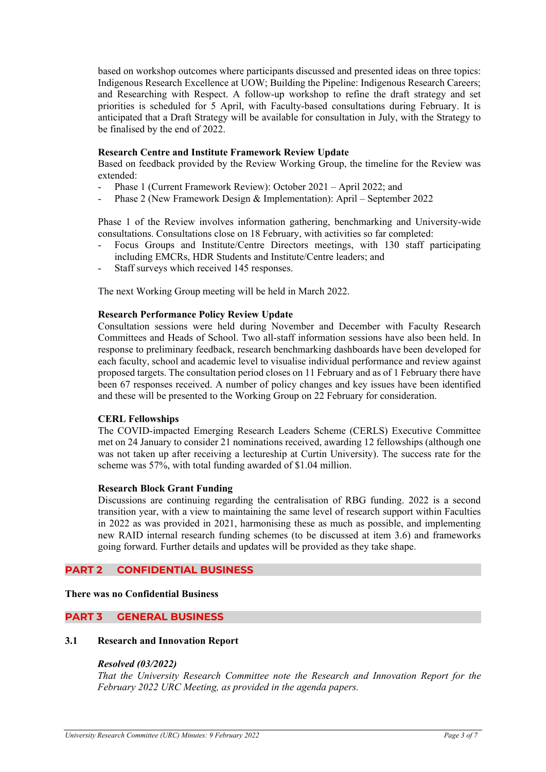based on workshop outcomes where participants discussed and presented ideas on three topics: Indigenous Research Excellence at UOW; Building the Pipeline: Indigenous Research Careers; and Researching with Respect. A follow-up workshop to refine the draft strategy and set priorities is scheduled for 5 April, with Faculty-based consultations during February. It is anticipated that a Draft Strategy will be available for consultation in July, with the Strategy to be finalised by the end of 2022.

**Research Centre and Institute Framework Review Update**

Based on feedback provided by the Review Working Group, the timeline for the Review was extended:

- Phase 1 (Current Framework Review): October 2021 – April 2022; and
- Phase 2 (New Framework Design & Implementation): April – September 2022

Phase 1 of the Review involves information gathering, benchmarking and University-wide consultations. Consultations close on 18 February, with activities so far completed:

- Focus Groups and Institute/Centre Directors meetings, with 130 staff participating including EMCRs, HDR Students and Institute/Centre leaders; and
- Staff surveys which received 145 responses.

The next Working Group meeting will be held in March 2022.

**Research Performance Policy Review Update**

Consultation sessions were held during November and December with Faculty Research Committees and Heads of School. Two all-staff information sessions have also been held. In response to preliminary feedback, research benchmarking dashboards have been developed for each faculty, school and academic level to visualise individual performance and review against proposed targets. The consultation period closes on 11 February and as of 1 February there have been 67 responses received. A number of policy changes and key issues have been identified and these will be presented to the Working Group on 22 February for consideration.

**CERL Fellowships**

The COVID-impacted Emerging Research Leaders Scheme (CERLS) Executive Committee met on 24 January to consider 21 nominations received, awarding 12 fellowships (although one was not taken up after receiving a lectureship at Curtin University). The success rate for the scheme was 57%, with total funding awarded of $1.04 million.

**Research Block Grant Funding**

Discussions are continuing regarding the centralisation of RBG funding. 2022 is a second transition year, with a view to maintaining the same level of research support within Faculties in 2022 as was provided in 2021, harmonising these as much as possible, and implementing new RAID internal research funding schemes (to be discussed at item 3.6) and frameworks going forward. Further details and updates will be provided as they take shape.

## PART 2 CONFIDENTIAL BUSINESS

**There was no Confidential Business**

## PART 3 GENERAL BUSINESS

### 3.1 Research and Innovation Report

***Resolved (03/2022)***

*That the University Research Committee note the Research and Innovation Report for the February 2022 URC Meeting, as provided in the agenda papers.*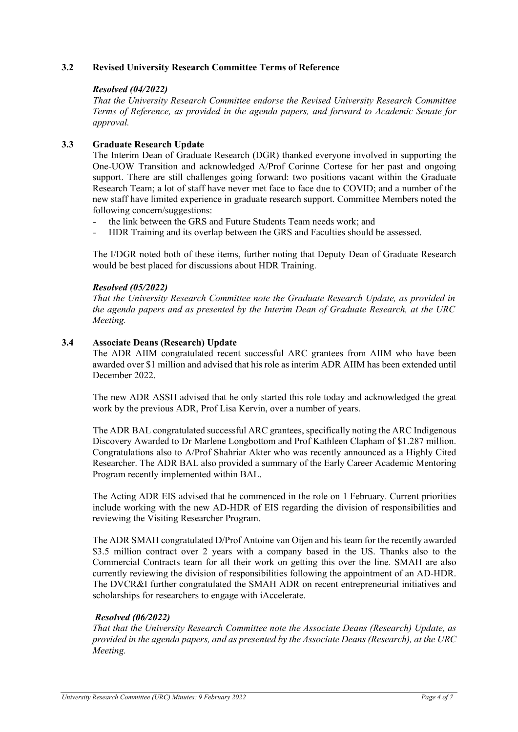### 3.2 Revised University Research Committee Terms of Reference

***Resolved (04/2022)***

*That the University Research Committee endorse the Revised University Research Committee Terms of Reference, as provided in the agenda papers, and forward to Academic Senate for approval.*

### 3.3 Graduate Research Update

The Interim Dean of Graduate Research (DGR) thanked everyone involved in supporting the One-UOW Transition and acknowledged A/Prof Corinne Cortese for her past and ongoing support. There are still challenges going forward: two positions vacant within the Graduate Research Team; a lot of staff have never met face to face due to COVID; and a number of the new staff have limited experience in graduate research support. Committee Members noted the following concern/suggestions:

- the link between the GRS and Future Students Team needs work; and
- HDR Training and its overlap between the GRS and Faculties should be assessed.

The I/DGR noted both of these items, further noting that Deputy Dean of Graduate Research would be best placed for discussions about HDR Training.

***Resolved (05/2022)***

*That the University Research Committee note the Graduate Research Update, as provided in the agenda papers and as presented by the Interim Dean of Graduate Research, at the URC Meeting.*

### 3.4 Associate Deans (Research) Update

The ADR AIIM congratulated recent successful ARC grantees from AIIM who have been awarded over $1 million and advised that his role as interim ADR AIIM has been extended until December 2022.

The new ADR ASSH advised that he only started this role today and acknowledged the great work by the previous ADR, Prof Lisa Kervin, over a number of years.

The ADR BAL congratulated successful ARC grantees, specifically noting the ARC Indigenous Discovery Awarded to Dr Marlene Longbottom and Prof Kathleen Clapham of $1.287 million. Congratulations also to A/Prof Shahriar Akter who was recently announced as a Highly Cited Researcher. The ADR BAL also provided a summary of the Early Career Academic Mentoring Program recently implemented within BAL.

The Acting ADR EIS advised that he commenced in the role on 1 February. Current priorities include working with the new AD-HDR of EIS regarding the division of responsibilities and reviewing the Visiting Researcher Program.

The ADR SMAH congratulated D/Prof Antoine van Oijen and his team for the recently awarded $3.5 million contract over 2 years with a company based in the US. Thanks also to the Commercial Contracts team for all their work on getting this over the line. SMAH are also currently reviewing the division of responsibilities following the appointment of an AD-HDR. The DVCR&I further congratulated the SMAH ADR on recent entrepreneurial initiatives and scholarships for researchers to engage with iAccelerate.

***Resolved (06/2022)***

*That that the University Research Committee note the Associate Deans (Research) Update, as provided in the agenda papers, and as presented by the Associate Deans (Research), at the URC Meeting.*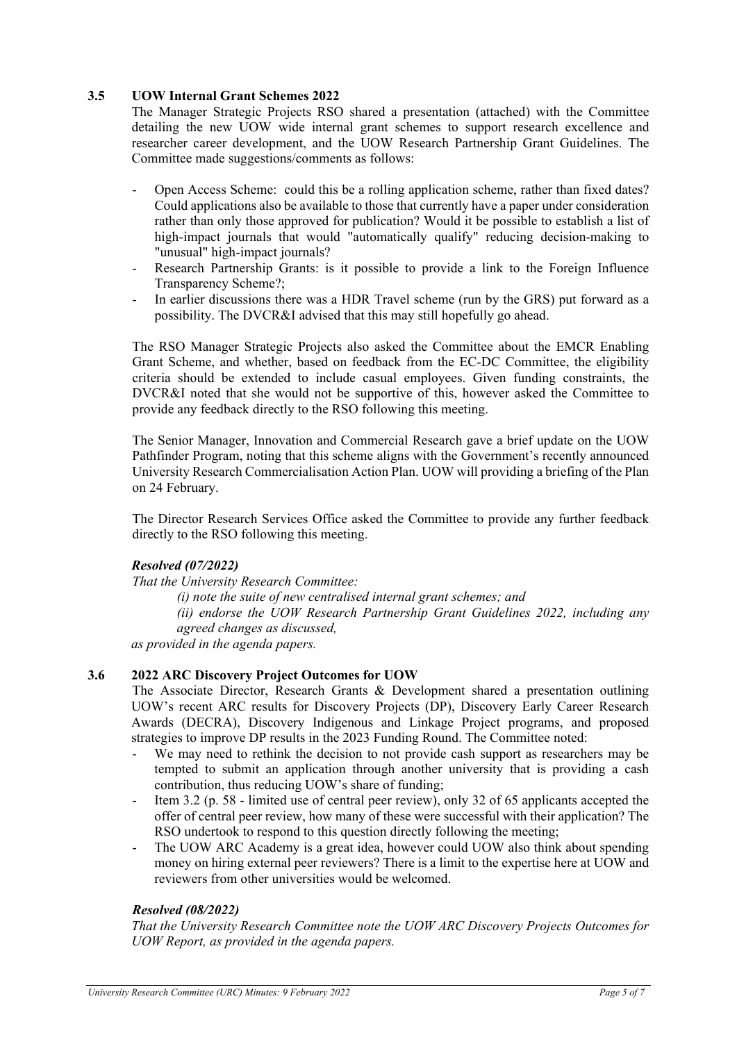### 3.5 UOW Internal Grant Schemes 2022

The Manager Strategic Projects RSO shared a presentation (attached) with the Committee detailing the new UOW wide internal grant schemes to support research excellence and researcher career development, and the UOW Research Partnership Grant Guidelines. The Committee made suggestions/comments as follows:

- Open Access Scheme: could this be a rolling application scheme, rather than fixed dates? Could applications also be available to those that currently have a paper under consideration rather than only those approved for publication? Would it be possible to establish a list of high-impact journals that would "automatically qualify" reducing decision-making to "unusual" high-impact journals?
- Research Partnership Grants: is it possible to provide a link to the Foreign Influence Transparency Scheme?;
- In earlier discussions there was a HDR Travel scheme (run by the GRS) put forward as a possibility. The DVCR&I advised that this may still hopefully go ahead.

The RSO Manager Strategic Projects also asked the Committee about the EMCR Enabling Grant Scheme, and whether, based on feedback from the EC-DC Committee, the eligibility criteria should be extended to include casual employees. Given funding constraints, the DVCR&I noted that she would not be supportive of this, however asked the Committee to provide any feedback directly to the RSO following this meeting.

The Senior Manager, Innovation and Commercial Research gave a brief update on the UOW Pathfinder Program, noting that this scheme aligns with the Government's recently announced University Research Commercialisation Action Plan. UOW will providing a briefing of the Plan on 24 February.

The Director Research Services Office asked the Committee to provide any further feedback directly to the RSO following this meeting.

***Resolved (07/2022)***

*That the University Research Committee:*

*(i) note the suite of new centralised internal grant schemes; and*

*(ii) endorse the UOW Research Partnership Grant Guidelines 2022, including any agreed changes as discussed,*

*as provided in the agenda papers.*

### 3.6 2022 ARC Discovery Project Outcomes for UOW

The Associate Director, Research Grants & Development shared a presentation outlining UOW's recent ARC results for Discovery Projects (DP), Discovery Early Career Research Awards (DECRA), Discovery Indigenous and Linkage Project programs, and proposed strategies to improve DP results in the 2023 Funding Round. The Committee noted:

- We may need to rethink the decision to not provide cash support as researchers may be tempted to submit an application through another university that is providing a cash contribution, thus reducing UOW's share of funding;
- Item 3.2 (p. 58 - limited use of central peer review), only 32 of 65 applicants accepted the offer of central peer review, how many of these were successful with their application? The RSO undertook to respond to this question directly following the meeting;
- The UOW ARC Academy is a great idea, however could UOW also think about spending money on hiring external peer reviewers? There is a limit to the expertise here at UOW and reviewers from other universities would be welcomed.

***Resolved (08/2022)***

*That the University Research Committee note the UOW ARC Discovery Projects Outcomes for UOW Report, as provided in the agenda papers.*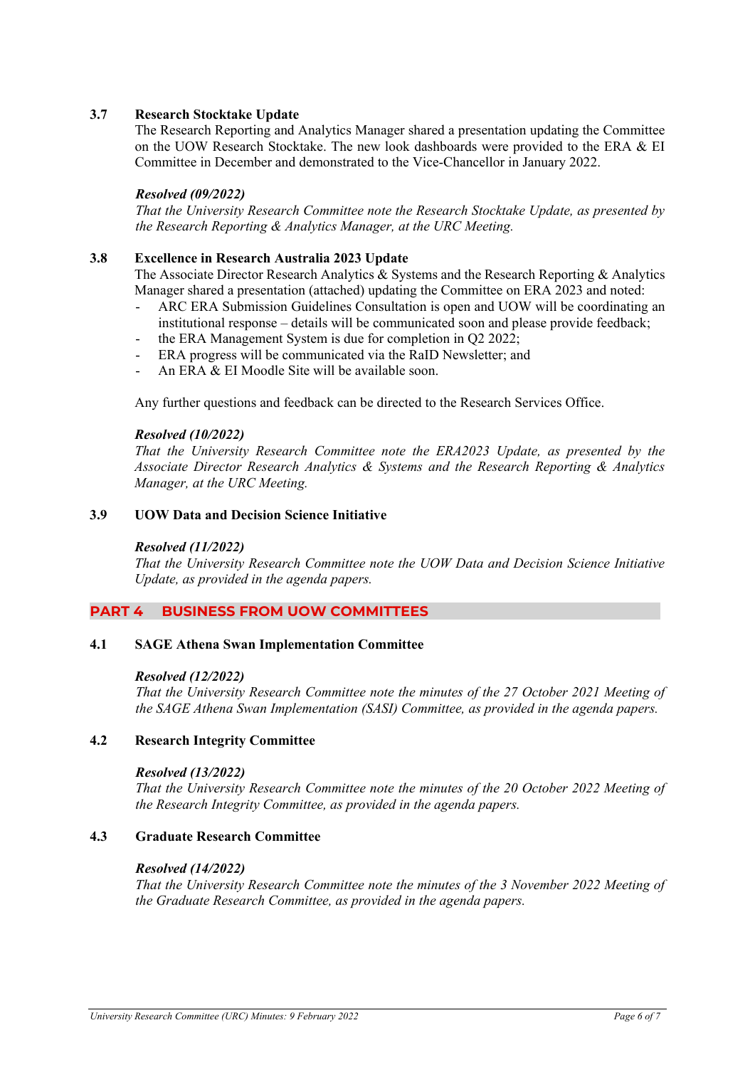### 3.7 Research Stocktake Update

The Research Reporting and Analytics Manager shared a presentation updating the Committee on the UOW Research Stocktake. The new look dashboards were provided to the ERA & EI Committee in December and demonstrated to the Vice-Chancellor in January 2022.

***Resolved (09/2022)***
*That the University Research Committee note the Research Stocktake Update, as presented by the Research Reporting & Analytics Manager, at the URC Meeting.*

### 3.8 Excellence in Research Australia 2023 Update

The Associate Director Research Analytics & Systems and the Research Reporting & Analytics Manager shared a presentation (attached) updating the Committee on ERA 2023 and noted:

- ARC ERA Submission Guidelines Consultation is open and UOW will be coordinating an institutional response – details will be communicated soon and please provide feedback;
- the ERA Management System is due for completion in Q2 2022;
- ERA progress will be communicated via the RaID Newsletter; and
- An ERA & EI Moodle Site will be available soon.

Any further questions and feedback can be directed to the Research Services Office.

***Resolved (10/2022)***
*That the University Research Committee note the ERA2023 Update, as presented by the Associate Director Research Analytics & Systems and the Research Reporting & Analytics Manager, at the URC Meeting.*

### 3.9 UOW Data and Decision Science Initiative

***Resolved (11/2022)***
*That the University Research Committee note the UOW Data and Decision Science Initiative Update, as provided in the agenda papers.*

## PART 4 BUSINESS FROM UOW COMMITTEES

### 4.1 SAGE Athena Swan Implementation Committee

***Resolved (12/2022)***
*That the University Research Committee note the minutes of the 27 October 2021 Meeting of the SAGE Athena Swan Implementation (SASI) Committee, as provided in the agenda papers.*

### 4.2 Research Integrity Committee

***Resolved (13/2022)***
*That the University Research Committee note the minutes of the 20 October 2022 Meeting of the Research Integrity Committee, as provided in the agenda papers.*

### 4.3 Graduate Research Committee

***Resolved (14/2022)***
*That the University Research Committee note the minutes of the 3 November 2022 Meeting of the Graduate Research Committee, as provided in the agenda papers.*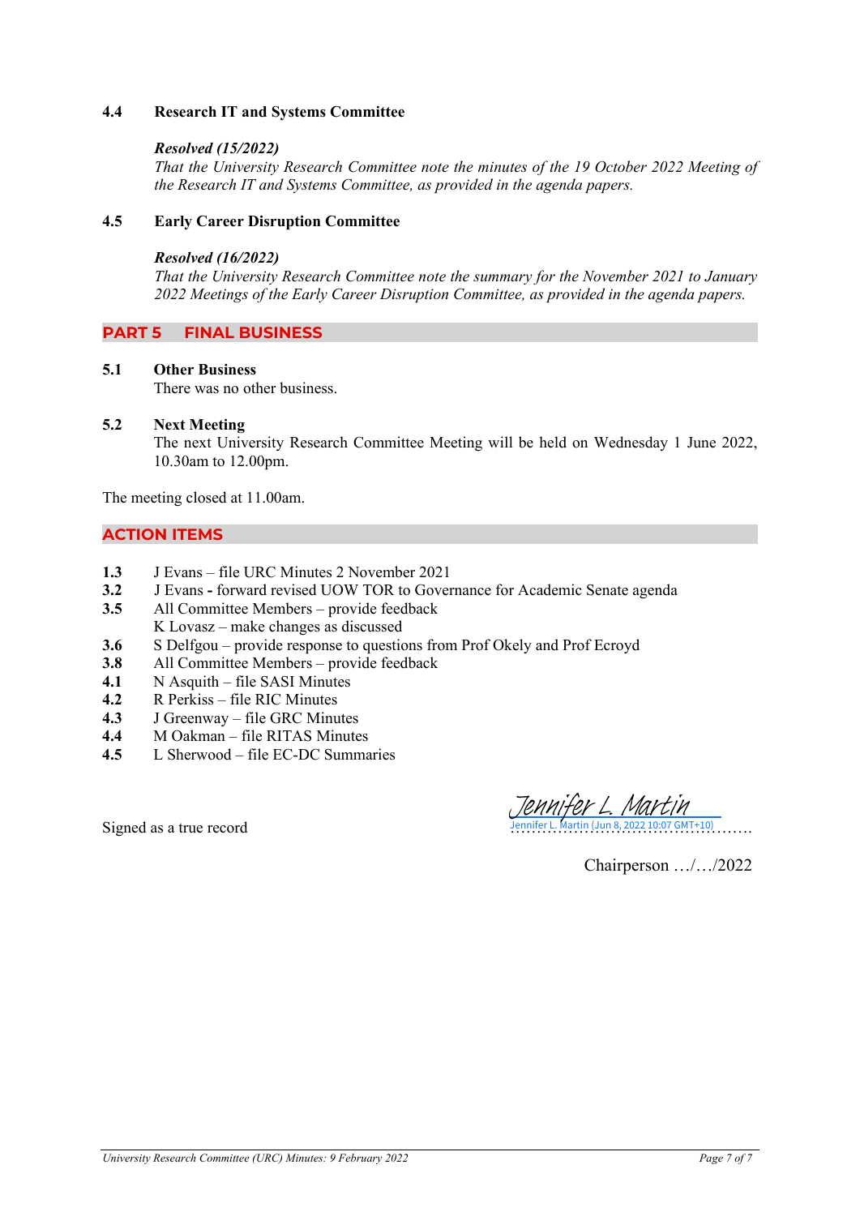### 4.4 Research IT and Systems Committee

***Resolved (15/2022)***
*That the University Research Committee note the minutes of the 19 October 2022 Meeting of the Research IT and Systems Committee, as provided in the agenda papers.*

### 4.5 Early Career Disruption Committee

***Resolved (16/2022)***
*That the University Research Committee note the summary for the November 2021 to January 2022 Meetings of the Early Career Disruption Committee, as provided in the agenda papers.*

## PART 5 FINAL BUSINESS

### 5.1 Other Business

There was no other business.

### 5.2 Next Meeting

The next University Research Committee Meeting will be held on Wednesday 1 June 2022, 10.30am to 12.00pm.

The meeting closed at 11.00am.

## ACTION ITEMS

**1.3** J Evans – file URC Minutes 2 November 2021
**3.2** J Evans **-** forward revised UOW TOR to Governance for Academic Senate agenda
**3.5** All Committee Members – provide feedback
K Lovasz – make changes as discussed
**3.6** S Delfgou – provide response to questions from Prof Okely and Prof Ecroyd
**3.8** All Committee Members – provide feedback
**4.1** N Asquith – file SASI Minutes
**4.2** R Perkiss – file RIC Minutes
**4.3** J Greenway – file GRC Minutes
**4.4** M Oakman – file RITAS Minutes
**4.5** L Sherwood – file EC-DC Summaries

Signed as a true record

Jennifer L. Martin
Jennifer L. Martin (Jun 8, 2022 10:07 GMT+10)
……………………………………………

Chairperson …/…/2022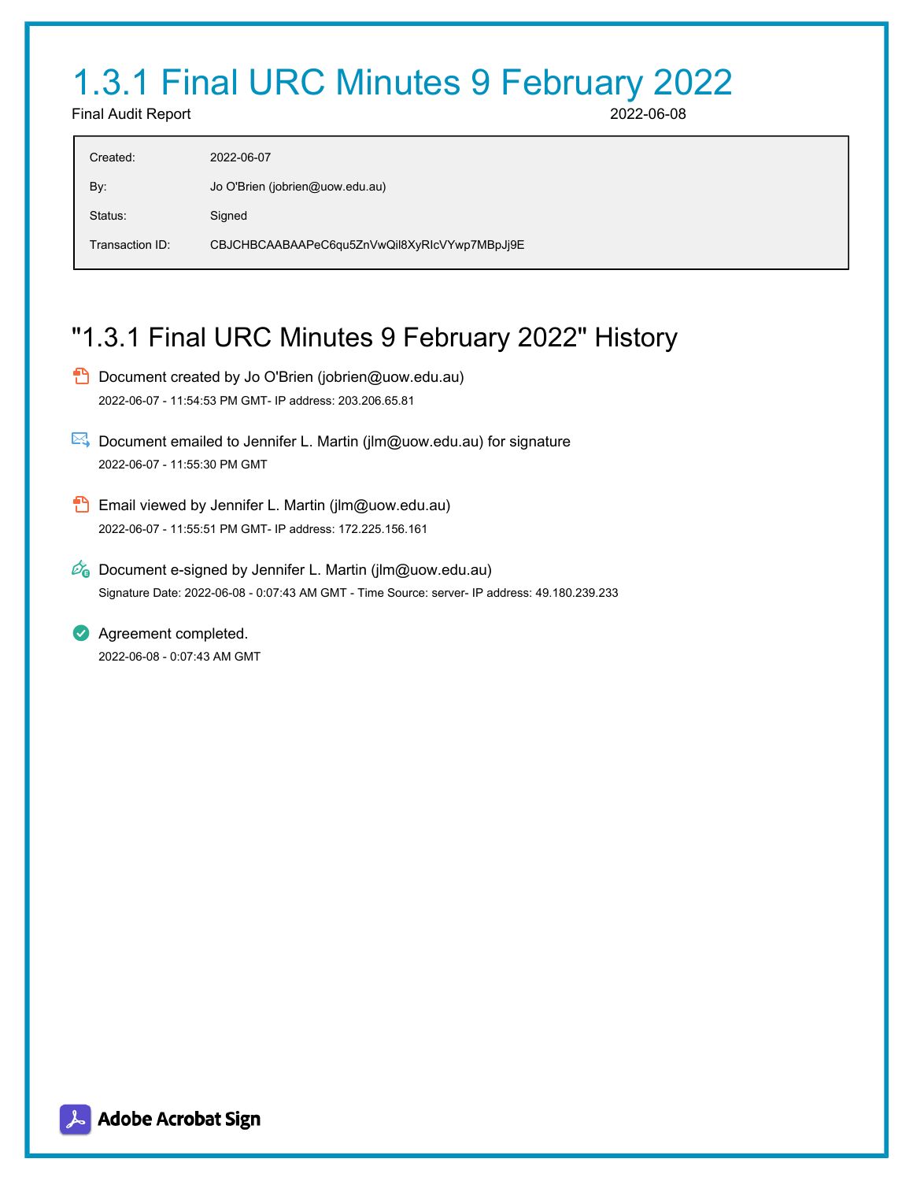# 1.3.1 Final URC Minutes 9 February 2022

Final Audit Report 2022-06-08

| | |
|---|---|
| Created: | 2022-06-07 |
| By: | Jo O'Brien (jobrien@uow.edu.au) |
| Status: | Signed |
| Transaction ID: | CBJCHBCAABAAPeC6qu5ZnVwQil8XyRIcVYwp7MBpJj9E |

## "1.3.1 Final URC Minutes 9 February 2022" History

- Document created by Jo O'Brien (jobrien@uow.edu.au)
  2022-06-07 - 11:54:53 PM GMT- IP address: 203.206.65.81

- Document emailed to Jennifer L. Martin (jlm@uow.edu.au) for signature
  2022-06-07 - 11:55:30 PM GMT

- Email viewed by Jennifer L. Martin (jlm@uow.edu.au)
  2022-06-07 - 11:55:51 PM GMT- IP address: 172.225.156.161

- Document e-signed by Jennifer L. Martin (jlm@uow.edu.au)
  Signature Date: 2022-06-08 - 0:07:43 AM GMT - Time Source: server- IP address: 49.180.239.233

- Agreement completed.
  2022-06-08 - 0:07:43 AM GMT

Adobe Acrobat Sign